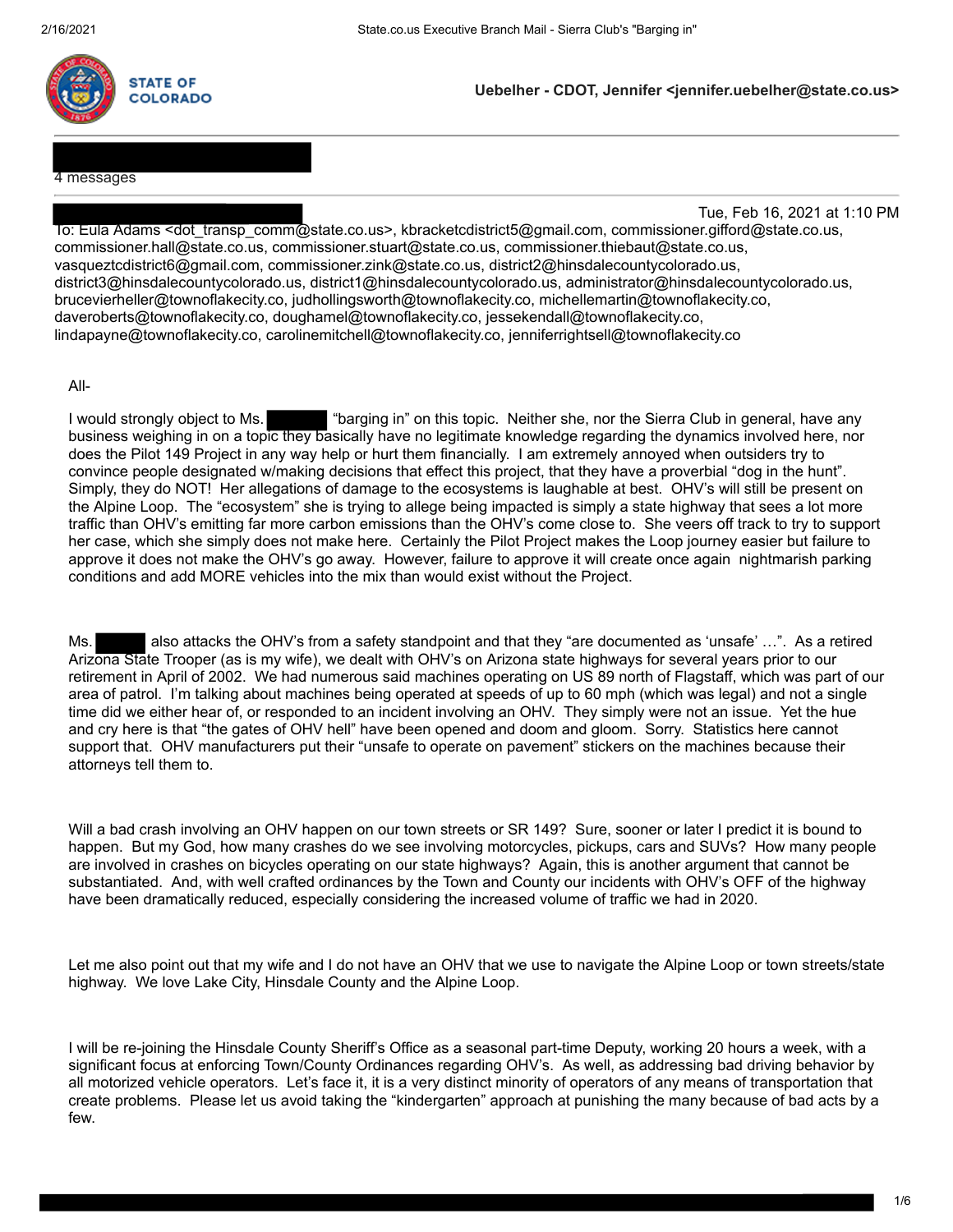**STATE OF COLORADO**

**Uebelher - CDOT, Jennifer <jennifer.uebelher@state.co.us>**

4 messages

Tue, Feb 16, 2021 at 1:10 PM

To: Eula Adams <dot_transp_comm@state.co.us>, kbracketcdistrict5@gmail.com, commissioner.gifford@state.co.us, commissioner.hall@state.co.us, commissioner.stuart@state.co.us, commissioner.thiebaut@state.co.us, vasqueztcdistrict6@gmail.com, commissioner.zink@state.co.us, district2@hinsdalecountycolorado.us, district3@hinsdalecountycolorado.us, district1@hinsdalecountycolorado.us, administrator@hinsdalecountycolorado.us, brucevierheller@townoflakecity.co, judhollingsworth@townoflakecity.co, michellemartin@townoflakecity.co, daveroberts@townoflakecity.co, doughamel@townoflakecity.co, jessekendall@townoflakecity.co, lindapayne@townoflakecity.co, carolinemitchell@townoflakecity.co, jenniferrightsell@townoflakecity.co

All-

I would strongly object to Ms. "barging in" on this topic. Neither she, nor the Sierra Club in general, have any business weighing in on a topic they basically have no legitimate knowledge regarding the dynamics involved here, nor does the Pilot 149 Project in any way help or hurt them financially. I am extremely annoyed when outsiders try to convince people designated w/making decisions that effect this project, that they have a proverbial "dog in the hunt". Simply, they do NOT! Her allegations of damage to the ecosystems is laughable at best. OHV's will still be present on the Alpine Loop. The "ecosystem" she is trying to allege being impacted is simply a state highway that sees a lot more traffic than OHV's emitting far more carbon emissions than the OHV's come close to. She veers off track to try to support her case, which she simply does not make here. Certainly the Pilot Project makes the Loop journey easier but failure to approve it does not make the OHV's go away. However, failure to approve it will create once again nightmarish parking conditions and add MORE vehicles into the mix than would exist without the Project.

Ms. also attacks the OHV's from a safety standpoint and that they "are documented as 'unsafe' …". As a retired Arizona State Trooper (as is my wife), we dealt with OHV's on Arizona state highways for several years prior to our retirement in April of 2002. We had numerous said machines operating on US 89 north of Flagstaff, which was part of our area of patrol. I'm talking about machines being operated at speeds of up to 60 mph (which was legal) and not a single time did we either hear of, or responded to an incident involving an OHV. They simply were not an issue. Yet the hue and cry here is that "the gates of OHV hell" have been opened and doom and gloom. Sorry. Statistics here cannot support that. OHV manufacturers put their "unsafe to operate on pavement" stickers on the machines because their attorneys tell them to.

Will a bad crash involving an OHV happen on our town streets or SR 149? Sure, sooner or later I predict it is bound to happen. But my God, how many crashes do we see involving motorcycles, pickups, cars and SUVs? How many people are involved in crashes on bicycles operating on our state highways? Again, this is another argument that cannot be substantiated. And, with well crafted ordinances by the Town and County our incidents with OHV's OFF of the highway have been dramatically reduced, especially considering the increased volume of traffic we had in 2020.

Let me also point out that my wife and I do not have an OHV that we use to navigate the Alpine Loop or town streets/state highway. We love Lake City, Hinsdale County and the Alpine Loop.

I will be re-joining the Hinsdale County Sheriff's Office as a seasonal part-time Deputy, working 20 hours a week, with a significant focus at enforcing Town/County Ordinances regarding OHV's. As well, as addressing bad driving behavior by all motorized vehicle operators. Let's face it, it is a very distinct minority of operators of any means of transportation that create problems. Please let us avoid taking the "kindergarten" approach at punishing the many because of bad acts by a few.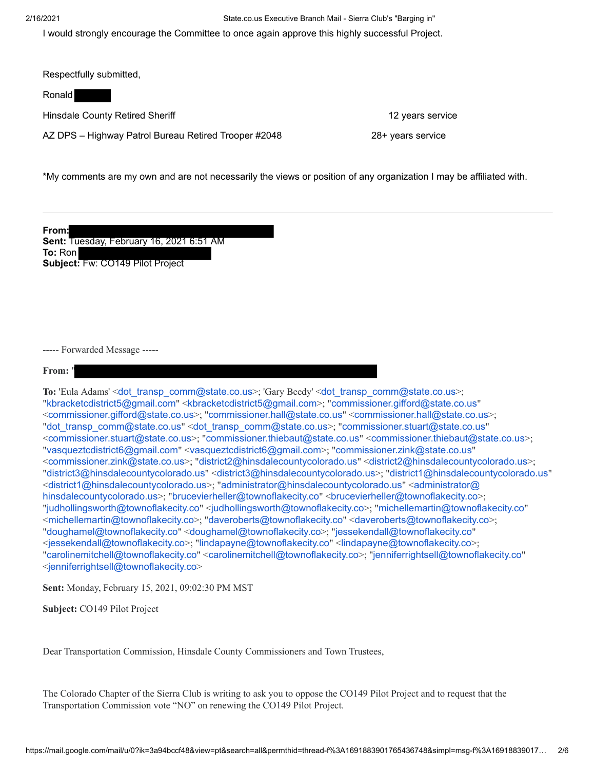I would strongly encourage the Committee to once again approve this highly successful Project.

Respectfully submitted,

Ronald

Hinsdale County Retired Sheriff 12 years service

AZ DPS – Highway Patrol Bureau Retired Trooper #2048 28+ years service

*My comments are my own and are not necessarily the views or position of any organization I may be affiliated with.

---

**From:**
**Sent:** Tuesday, February 16, 2021 6:51 AM
**To:** Ron
**Subject:** Fw: CO149 Pilot Project

----- Forwarded Message -----

**From:** "

**To:** 'Eula Adams' <dot_transp_comm@state.co.us>; 'Gary Beedy' <dot_transp_comm@state.co.us>; "kbracketcdistrict5@gmail.com" <kbracketcdistrict5@gmail.com>; "commissioner.gifford@state.co.us" <commissioner.gifford@state.co.us>; "commissioner.hall@state.co.us" <commissioner.hall@state.co.us>; "dot_transp_comm@state.co.us" <dot_transp_comm@state.co.us>; "commissioner.stuart@state.co.us" <commissioner.stuart@state.co.us>; "commissioner.thiebaut@state.co.us" <commissioner.thiebaut@state.co.us>; "vasqueztcdistrict6@gmail.com" <vasqueztcdistrict6@gmail.com>; "commissioner.zink@state.co.us" <commissioner.zink@state.co.us>; "district2@hinsdalecountycolorado.us" <district2@hinsdalecountycolorado.us>; "district3@hinsdalecountycolorado.us" <district3@hinsdalecountycolorado.us>; "district1@hinsdalecountycolorado.us" <district1@hinsdalecountycolorado.us>; "administrator@hinsdalecountycolorado.us" <administrator@hinsdalecountycolorado.us>; "brucevierheller@townoflakecity.co" <brucevierheller@townoflakecity.co>; "judhollingsworth@townoflakecity.co" <judhollingsworth@townoflakecity.co>; "michellemartin@townoflakecity.co" <michellemartin@townoflakecity.co>; "daveroberts@townoflakecity.co" <daveroberts@townoflakecity.co>; "doughamel@townoflakecity.co" <doughamel@townoflakecity.co>; "jessekendall@townoflakecity.co" <jessekendall@townoflakecity.co>; "lindapayne@townoflakecity.co" <lindapayne@townoflakecity.co>; "carolinemitchell@townoflakecity.co" <carolinemitchell@townoflakecity.co>; "jenniferrightsell@townoflakecity.co" <jenniferrightsell@townoflakecity.co>

**Sent:** Monday, February 15, 2021, 09:02:30 PM MST

**Subject:** CO149 Pilot Project

Dear Transportation Commission, Hinsdale County Commissioners and Town Trustees,

The Colorado Chapter of the Sierra Club is writing to ask you to oppose the CO149 Pilot Project and to request that the Transportation Commission vote "NO" on renewing the CO149 Pilot Project.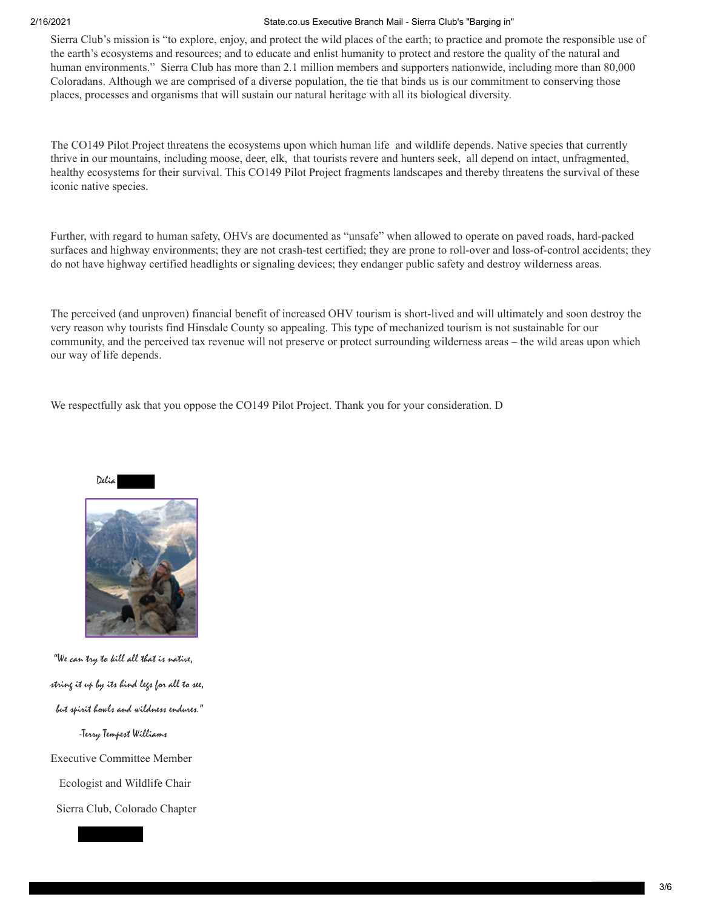Sierra Club's mission is "to explore, enjoy, and protect the wild places of the earth; to practice and promote the responsible use of the earth's ecosystems and resources; and to educate and enlist humanity to protect and restore the quality of the natural and human environments." Sierra Club has more than 2.1 million members and supporters nationwide, including more than 80,000 Coloradans. Although we are comprised of a diverse population, the tie that binds us is our commitment to conserving those places, processes and organisms that will sustain our natural heritage with all its biological diversity.

The CO149 Pilot Project threatens the ecosystems upon which human life and wildlife depends. Native species that currently thrive in our mountains, including moose, deer, elk, that tourists revere and hunters seek, all depend on intact, unfragmented, healthy ecosystems for their survival. This CO149 Pilot Project fragments landscapes and thereby threatens the survival of these iconic native species.

Further, with regard to human safety, OHVs are documented as "unsafe" when allowed to operate on paved roads, hard-packed surfaces and highway environments; they are not crash-test certified; they are prone to roll-over and loss-of-control accidents; they do not have highway certified headlights or signaling devices; they endanger public safety and destroy wilderness areas.

The perceived (and unproven) financial benefit of increased OHV tourism is short-lived and will ultimately and soon destroy the very reason why tourists find Hinsdale County so appealing. This type of mechanized tourism is not sustainable for our community, and the perceived tax revenue will not preserve or protect surrounding wilderness areas – the wild areas upon which our way of life depends.

We respectfully ask that you oppose the CO149 Pilot Project. Thank you for your consideration. D

*Delia*

*"We can try to kill all that is native,*

*string it up by its hind legs for all to see,*

*but spirit howls and wildness endures."*

*-Terry Tempest Williams*

Executive Committee Member

Ecologist and Wildlife Chair

Sierra Club, Colorado Chapter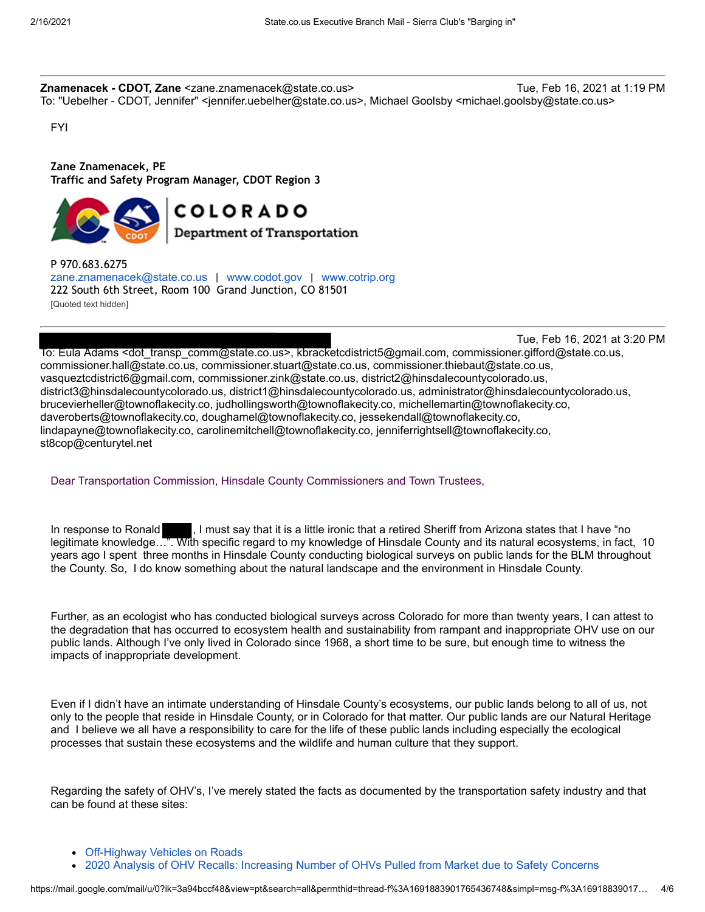**Znamenacek - CDOT, Zane** <zane.znamenacek@state.co.us> Tue, Feb 16, 2021 at 1:19 PM
To: "Uebelher - CDOT, Jennifer" <jennifer.uebelher@state.co.us>, Michael Goolsby <michael.goolsby@state.co.us>

FYI

**Zane Znamenacek, PE**
**Traffic and Safety Program Manager, CDOT Region 3**

COLORADO
Department of Transportation

P 970.683.6275
zane.znamenacek@state.co.us | www.codot.gov | www.cotrip.org
222 South 6th Street, Room 100 Grand Junction, CO 81501
[Quoted text hidden]

---

Tue, Feb 16, 2021 at 3:20 PM
To: Eula Adams <dot_transp_comm@state.co.us>, kbracketcdistrict5@gmail.com, commissioner.gifford@state.co.us, commissioner.hall@state.co.us, commissioner.stuart@state.co.us, commissioner.thiebaut@state.co.us, vasqueztcdistrict6@gmail.com, commissioner.zink@state.co.us, district2@hinsdalecountycolorado.us, district3@hinsdalecountycolorado.us, district1@hinsdalecountycolorado.us, administrator@hinsdalecountycolorado.us, brucevierheller@townoflakecity.co, judhollingsworth@townoflakecity.co, michellemartin@townoflakecity.co, daveroberts@townoflakecity.co, doughamel@townoflakecity.co, jessekendall@townoflakecity.co, lindapayne@townoflakecity.co, carolinemitchell@townoflakecity.co, jenniferrightsell@townoflakecity.co, st8cop@centurytel.net

Dear Transportation Commission, Hinsdale County Commissioners and Town Trustees,

In response to Ronald ████, I must say that it is a little ironic that a retired Sheriff from Arizona states that I have "no legitimate knowledge…". With specific regard to my knowledge of Hinsdale County and its natural ecosystems, in fact, 10 years ago I spent three months in Hinsdale County conducting biological surveys on public lands for the BLM throughout the County. So, I do know something about the natural landscape and the environment in Hinsdale County.

Further, as an ecologist who has conducted biological surveys across Colorado for more than twenty years, I can attest to the degradation that has occurred to ecosystem health and sustainability from rampant and inappropriate OHV use on our public lands. Although I've only lived in Colorado since 1968, a short time to be sure, but enough time to witness the impacts of inappropriate development.

Even if I didn't have an intimate understanding of Hinsdale County's ecosystems, our public lands belong to all of us, not only to the people that reside in Hinsdale County, or in Colorado for that matter. Our public lands are our Natural Heritage and I believe we all have a responsibility to care for the life of these public lands including especially the ecological processes that sustain these ecosystems and the wildlife and human culture that they support.

Regarding the safety of OHV's, I've merely stated the facts as documented by the transportation safety industry and that can be found at these sites:

- Off-Highway Vehicles on Roads
- 2020 Analysis of OHV Recalls: Increasing Number of OHVs Pulled from Market due to Safety Concerns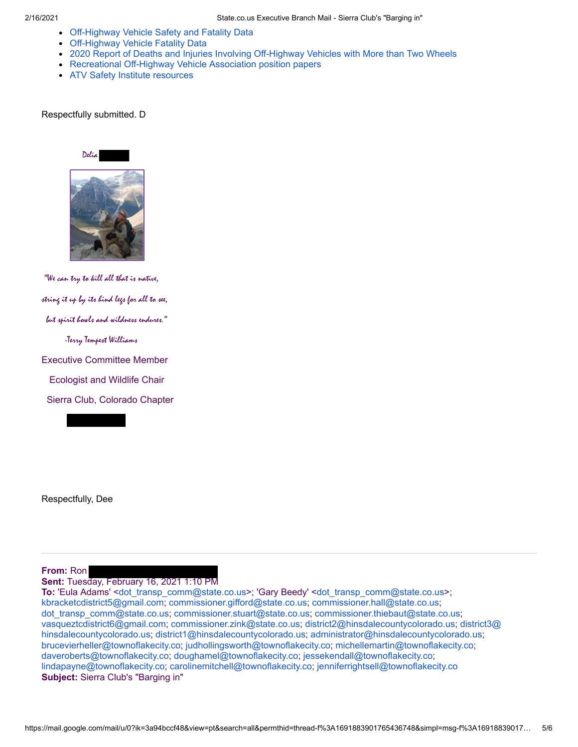- Off-Highway Vehicle Safety and Fatality Data
- Off-Highway Vehicle Fatality Data
- 2020 Report of Deaths and Injuries Involving Off-Highway Vehicles with More than Two Wheels
- Recreational Off-Highway Vehicle Association position papers
- ATV Safety Institute resources

Respectfully submitted. D

*Delia*

*"We can try to kill all that is native,*

*string it up by its hind legs for all to see,*

*but spirit howls and wildness endures."*

*-Terry Tempest Williams*

Executive Committee Member

Ecologist and Wildlife Chair

Sierra Club, Colorado Chapter

Respectfully, Dee

---

**From:** Ron
**Sent:** Tuesday, February 16, 2021 1:10 PM
**To:** 'Eula Adams' <dot_transp_comm@state.co.us>; 'Gary Beedy' <dot_transp_comm@state.co.us>; kbracketcdistrict5@gmail.com; commissioner.gifford@state.co.us; commissioner.hall@state.co.us; dot_transp_comm@state.co.us; commissioner.stuart@state.co.us; commissioner.thiebaut@state.co.us; vasqueztcdistrict6@gmail.com; commissioner.zink@state.co.us; district2@hinsdalecountycolorado.us; district3@hinsdalecountycolorado.us; district1@hinsdalecountycolorado.us; administrator@hinsdalecountycolorado.us; brucevierheller@townoflakecity.co; judhollingsworth@townoflakecity.co; michellemartin@townoflakecity.co; daveroberts@townoflakecity.co; doughamel@townoflakecity.co; jessekendall@townoflakecity.co; lindapayne@townoflakecity.co; carolinemitchell@townoflakecity.co; jenniferrightsell@townoflakecity.co
**Subject:** Sierra Club's "Barging in"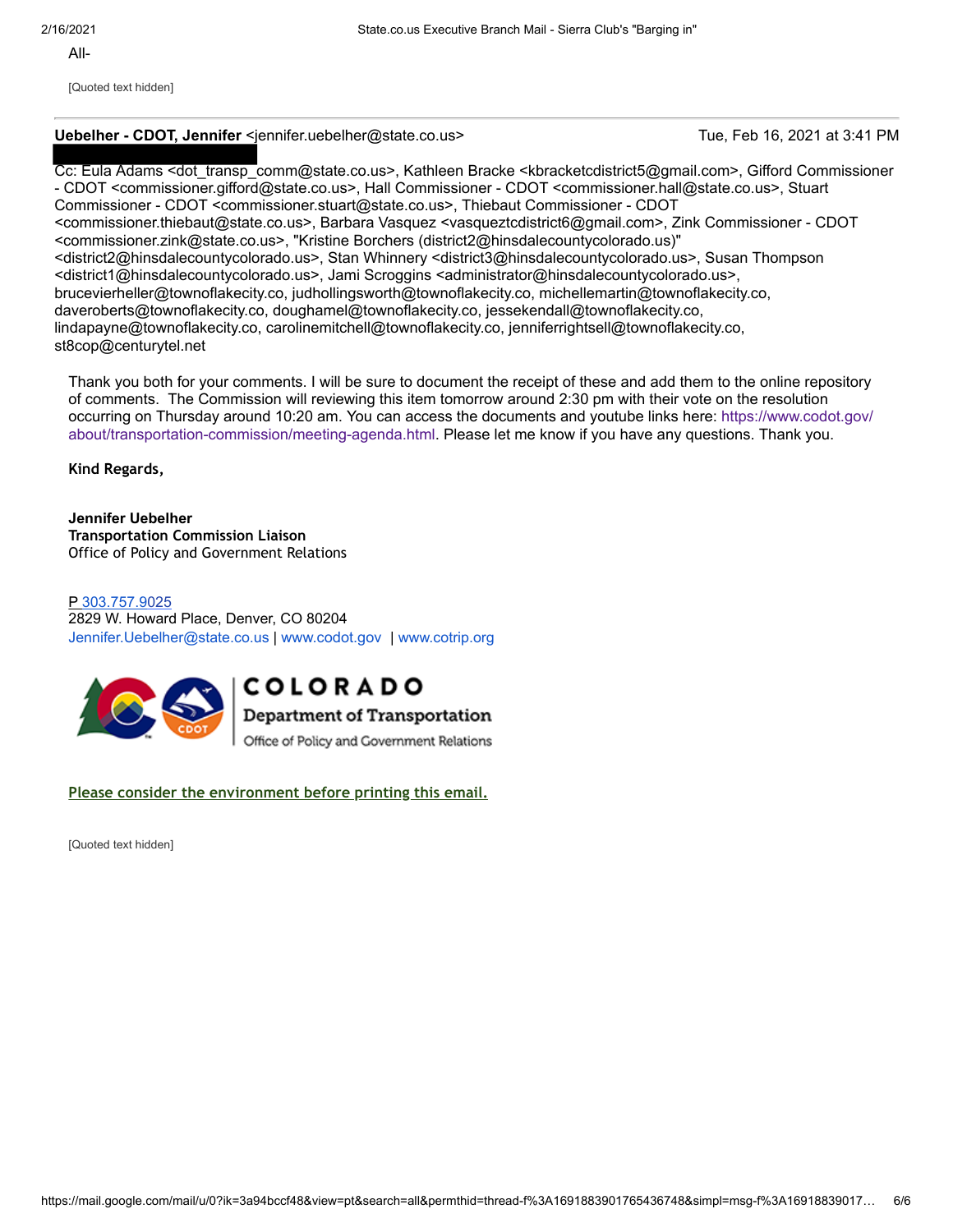All-

[Quoted text hidden]

---

**Uebelher - CDOT, Jennifer** <jennifer.uebelher@state.co.us> Tue, Feb 16, 2021 at 3:41 PM

Cc: Eula Adams <dot_transp_comm@state.co.us>, Kathleen Bracke <kbracketcdistrict5@gmail.com>, Gifford Commissioner - CDOT <commissioner.gifford@state.co.us>, Hall Commissioner - CDOT <commissioner.hall@state.co.us>, Stuart Commissioner - CDOT <commissioner.stuart@state.co.us>, Thiebaut Commissioner - CDOT <commissioner.thiebaut@state.co.us>, Barbara Vasquez <vasqueztcdistrict6@gmail.com>, Zink Commissioner - CDOT <commissioner.zink@state.co.us>, "Kristine Borchers (district2@hinsdalecountycolorado.us)" <district2@hinsdalecountycolorado.us>, Stan Whinnery <district3@hinsdalecountycolorado.us>, Susan Thompson <district1@hinsdalecountycolorado.us>, Jami Scroggins <administrator@hinsdalecountycolorado.us>, brucevierheller@townoflakecity.co, judhollingsworth@townoflakecity.co, michellemartin@townoflakecity.co, daveroberts@townoflakecity.co, doughamel@townoflakecity.co, jessekendall@townoflakecity.co, lindapayne@townoflakecity.co, carolinemitchell@townoflakecity.co, jenniferrightsell@townoflakecity.co, st8cop@centurytel.net

Thank you both for your comments. I will be sure to document the receipt of these and add them to the online repository of comments. The Commission will reviewing this item tomorrow around 2:30 pm with their vote on the resolution occurring on Thursday around 10:20 am. You can access the documents and youtube links here: https://www.codot.gov/about/transportation-commission/meeting-agenda.html. Please let me know if you have any questions. Thank you.

**Kind Regards,**

**Jennifer Uebelher**
**Transportation Commission Liaison**
Office of Policy and Government Relations

P 303.757.9025
2829 W. Howard Place, Denver, CO 80204
Jennifer.Uebelher@state.co.us | www.codot.gov | www.cotrip.org

COLORADO
Department of Transportation
Office of Policy and Government Relations

Please consider the environment before printing this email.

[Quoted text hidden]